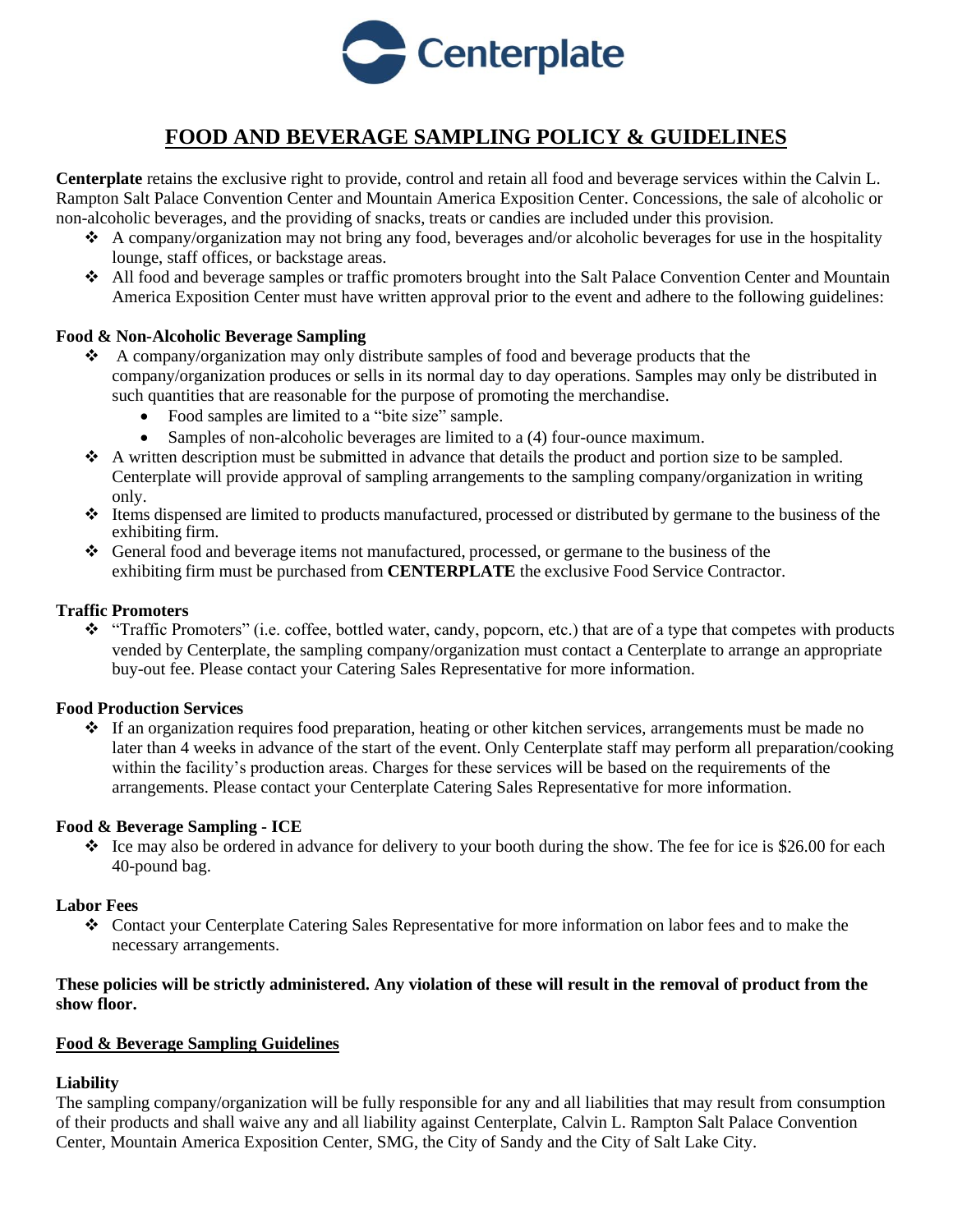Centerplate

# FOOD AND BEVERAGE SAMPLING POLICY & GUIDELINES

**Centerplate** retains the exclusive right to provide, control and retain all food and beverage services within the Calvin L. Rampton Salt Palace Convention Center and Mountain America Exposition Center. Concessions, the sale of alcoholic or non-alcoholic beverages, and the providing of snacks, treats or candies are included under this provision.

- A company/organization may not bring any food, beverages and/or alcoholic beverages for use in the hospitality lounge, staff offices, or backstage areas.
- All food and beverage samples or traffic promoters brought into the Salt Palace Convention Center and Mountain America Exposition Center must have written approval prior to the event and adhere to the following guidelines:

**Food & Non-Alcoholic Beverage Sampling**

- A company/organization may only distribute samples of food and beverage products that the company/organization produces or sells in its normal day to day operations. Samples may only be distributed in such quantities that are reasonable for the purpose of promoting the merchandise.
  - Food samples are limited to a "bite size" sample.
  - Samples of non-alcoholic beverages are limited to a (4) four-ounce maximum.
- A written description must be submitted in advance that details the product and portion size to be sampled. Centerplate will provide approval of sampling arrangements to the sampling company/organization in writing only.
- Items dispensed are limited to products manufactured, processed or distributed by germane to the business of the exhibiting firm.
- General food and beverage items not manufactured, processed, or germane to the business of the exhibiting firm must be purchased from **CENTERPLATE** the exclusive Food Service Contractor.

**Traffic Promoters**

- "Traffic Promoters" (i.e. coffee, bottled water, candy, popcorn, etc.) that are of a type that competes with products vended by Centerplate, the sampling company/organization must contact a Centerplate to arrange an appropriate buy-out fee. Please contact your Catering Sales Representative for more information.

**Food Production Services**

- If an organization requires food preparation, heating or other kitchen services, arrangements must be made no later than 4 weeks in advance of the start of the event. Only Centerplate staff may perform all preparation/cooking within the facility's production areas. Charges for these services will be based on the requirements of the arrangements. Please contact your Centerplate Catering Sales Representative for more information.

**Food & Beverage Sampling - ICE**

- Ice may also be ordered in advance for delivery to your booth during the show. The fee for ice is $26.00 for each 40-pound bag.

**Labor Fees**

- Contact your Centerplate Catering Sales Representative for more information on labor fees and to make the necessary arrangements.

**These policies will be strictly administered. Any violation of these will result in the removal of product from the show floor.**

<u>**Food & Beverage Sampling Guidelines**</u>

**Liability**

The sampling company/organization will be fully responsible for any and all liabilities that may result from consumption of their products and shall waive any and all liability against Centerplate, Calvin L. Rampton Salt Palace Convention Center, Mountain America Exposition Center, SMG, the City of Sandy and the City of Salt Lake City.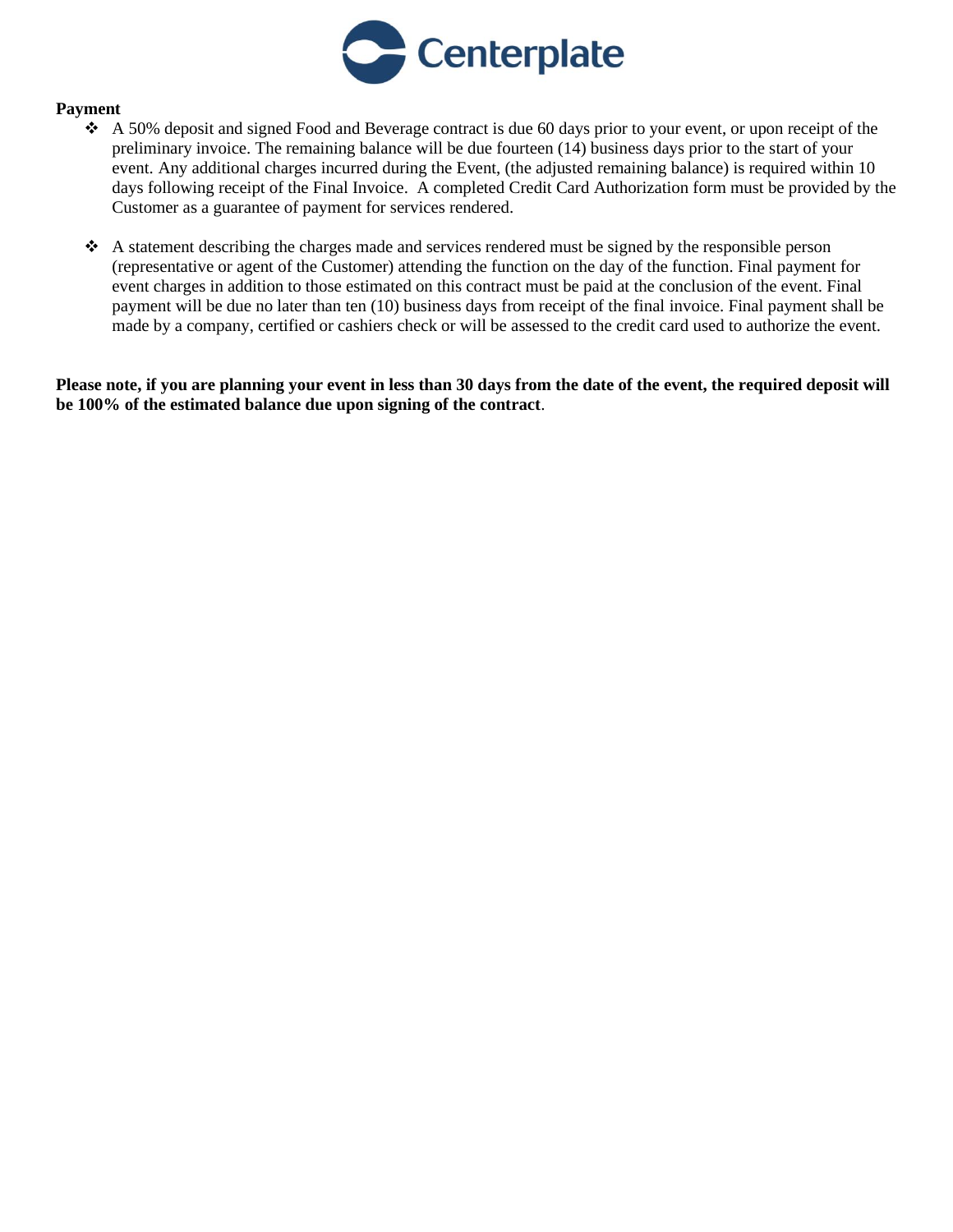**Payment**

- A 50% deposit and signed Food and Beverage contract is due 60 days prior to your event, or upon receipt of the preliminary invoice. The remaining balance will be due fourteen (14) business days prior to the start of your event. Any additional charges incurred during the Event, (the adjusted remaining balance) is required within 10 days following receipt of the Final Invoice. A completed Credit Card Authorization form must be provided by the Customer as a guarantee of payment for services rendered.

- A statement describing the charges made and services rendered must be signed by the responsible person (representative or agent of the Customer) attending the function on the day of the function. Final payment for event charges in addition to those estimated on this contract must be paid at the conclusion of the event. Final payment will be due no later than ten (10) business days from receipt of the final invoice. Final payment shall be made by a company, certified or cashiers check or will be assessed to the credit card used to authorize the event.

**Please note, if you are planning your event in less than 30 days from the date of the event, the required deposit will be 100% of the estimated balance due upon signing of the contract**.